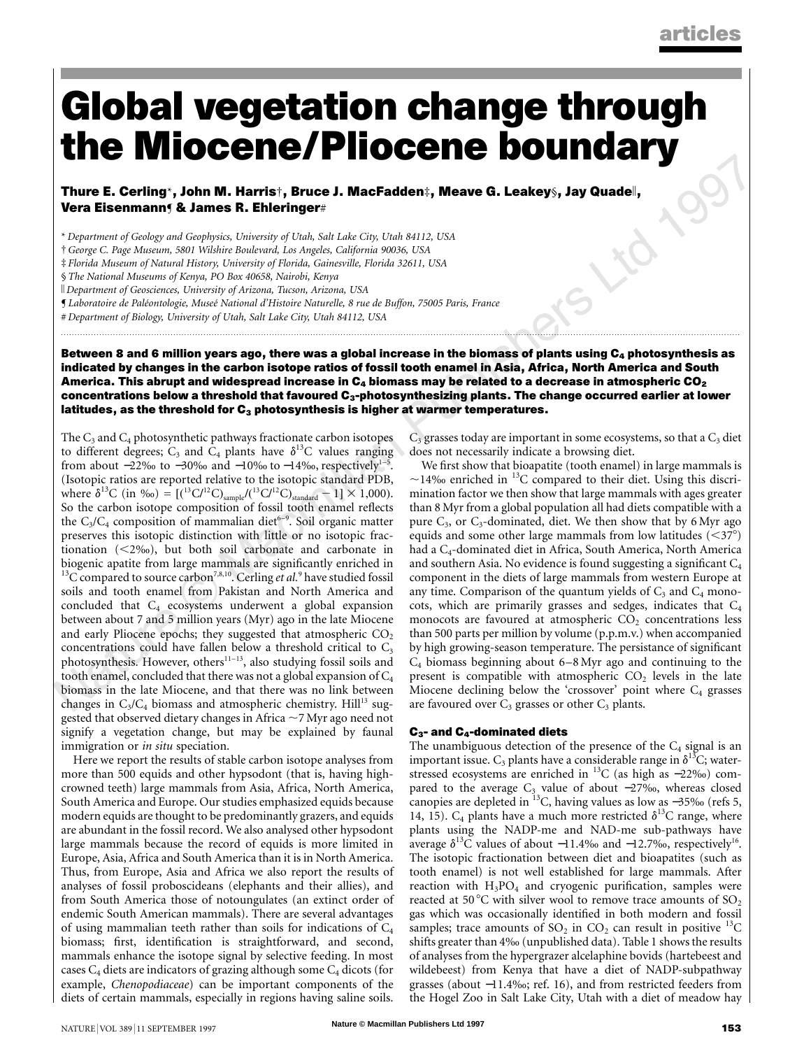# Global vegetation change through the Miocene/Pliocene boundary

**Thure E. Cerling*, John M. Harris†, Bruce J. MacFadden‡, Meave G. Leakey§, Jay Quade‖, Vera Eisenmann¶ & James R. Ehleringer#**

\* Department of Geology and Geophysics, University of Utah, Salt Lake City, Utah 84112, USA
† George C. Page Museum, 5801 Wilshire Boulevard, Los Angeles, California 90036, USA
‡ Florida Museum of Natural History, University of Florida, Gainesville, Florida 32611, USA
§ The National Museums of Kenya, PO Box 40658, Nairobi, Kenya
‖ Department of Geosciences, University of Arizona, Tucson, Arizona, USA
¶ Laboratoire de Paléontologie, Museé National d'Histoire Naturelle, 8 rue de Buffon, 75005 Paris, France
\# Department of Biology, University of Utah, Salt Lake City, Utah 84112, USA

**Between 8 and 6 million years ago, there was a global increase in the biomass of plants using $C_4$ photosynthesis as indicated by changes in the carbon isotope ratios of fossil tooth enamel in Asia, Africa, North America and South America. This abrupt and widespread increase in $C_4$ biomass may be related to a decrease in atmospheric $CO_2$ concentrations below a threshold that favoured $C_3$-photosynthesizing plants. The change occurred earlier at lower latitudes, as the threshold for $C_3$ photosynthesis is higher at warmer temperatures.**

The $C_3$ and $C_4$ photosynthetic pathways fractionate carbon isotopes to different degrees; $C_3$ and $C_4$ plants have $\delta^{13}C$ values ranging from about −22‰ to −30‰ and −10‰ to −14‰, respectively[1–5]. (Isotopic ratios are reported relative to the isotopic standard PDB, where $\delta^{13}C$ (in ‰) $= [(^{13}C/^{12}C)_{sample}/(^{13}C/^{12}C)_{standard} - 1] \times 1{,}000$). So the carbon isotope composition of fossil tooth enamel reflects the $C_3$/$C_4$ composition of mammalian diet[6–9]. Soil organic matter preserves this isotopic distinction with little or no isotopic fractionation (<2‰), but both soil carbonate and carbonate in biogenic apatite from large mammals are significantly enriched in $^{13}C$ compared to source carbon[7,8,10]. Cerling *et al.*[9] have studied fossil soils and tooth enamel from Pakistan and North America and concluded that $C_4$ ecosystems underwent a global expansion between about 7 and 5 million years (Myr) ago in the late Miocene and early Pliocene epochs; they suggested that atmospheric $CO_2$ concentrations could have fallen below a threshold critical to $C_3$ photosynthesis. However, others[11–13], also studying fossil soils and tooth enamel, concluded that there was not a global expansion of $C_4$ biomass in the late Miocene, and that there was no link between changes in $C_3$/$C_4$ biomass and atmospheric chemistry. Hill[13] suggested that observed dietary changes in Africa ~7 Myr ago need not signify a vegetation change, but may be explained by faunal immigration or *in situ* speciation.

Here we report the results of stable carbon isotope analyses from more than 500 equids and other hypsodont (that is, having high-crowned teeth) large mammals from Asia, Africa, North America, South America and Europe. Our studies emphasized equids because modern equids are thought to be predominantly grazers, and equids are abundant in the fossil record. We also analysed other hypsodont large mammals because the record of equids is more limited in Europe, Asia, Africa and South America than it is in North America. Thus, from Europe, Asia and Africa we also report the results of analyses of fossil proboscideans (elephants and their allies), and from South America those of notoungulates (an extinct order of endemic South American mammals). There are several advantages of using mammalian teeth rather than soils for indications of $C_4$ biomass; first, identification is straightforward, and second, mammals enhance the isotope signal by selective feeding. In most cases $C_4$ diets are indicators of grazing although some $C_4$ dicots (for example, *Chenopodiaceae*) can be important components of the diets of certain mammals, especially in regions having saline soils. $C_3$ grasses today are important in some ecosystems, so that a $C_3$ diet does not necessarily indicate a browsing diet.

We first show that bioapatite (tooth enamel) in large mammals is ~14‰ enriched in $^{13}C$ compared to their diet. Using this discrimination factor we then show that large mammals with ages greater than 8 Myr from a global population all had diets compatible with a pure $C_3$, or $C_3$-dominated, diet. We then show that by 6 Myr ago equids and some other large mammals from low latitudes (<37°) had a $C_4$-dominated diet in Africa, South America, North America and southern Asia. No evidence is found suggesting a significant $C_4$ component in the diets of large mammals from western Europe at any time. Comparison of the quantum yields of $C_3$ and $C_4$ monocots, which are primarily grasses and sedges, indicates that $C_4$ monocots are favoured at atmospheric $CO_2$ concentrations less than 500 parts per million by volume (p.p.m.v.) when accompanied by high growing-season temperature. The persistance of significant $C_4$ biomass beginning about 6–8 Myr ago and continuing to the present is compatible with atmospheric $CO_2$ levels in the late Miocene declining below the 'crossover' point where $C_4$ grasses are favoured over $C_3$ grasses or other $C_3$ plants.

### $C_3$- and $C_4$-dominated diets

The unambiguous detection of the presence of the $C_4$ signal is an important issue. $C_3$ plants have a considerable range in $\delta^{13}C$; water-stressed ecosystems are enriched in $^{13}C$ (as high as −22‰) compared to the average $C_3$ value of about −27‰, whereas closed canopies are depleted in $^{13}C$, having values as low as −35‰ (refs 5, 14, 15). $C_4$ plants have a much more restricted $\delta^{13}C$ range, where plants using the NADP-me and NAD-me sub-pathways have average $\delta^{13}C$ values of about −11.4‰ and −12.7‰, respectively[16]. The isotopic fractionation between diet and bioapatites (such as tooth enamel) is not well established for large mammals. After reaction with $H_3PO_4$ and cryogenic purification, samples were reacted at 50 °C with silver wool to remove trace amounts of $SO_2$ gas which was occasionally identified in both modern and fossil samples; trace amounts of $SO_2$ in $CO_2$ can result in positive $^{13}C$ shifts greater than 4‰ (unpublished data). Table 1 shows the results of analyses from the hypergrazer alcelaphine bovids (hartebeest and wildebeest) from Kenya that have a diet of NADP-subpathway grasses (about −11.4‰; ref. 16), and from restricted feeders from the Hogel Zoo in Salt Lake City, Utah with a diet of meadow hay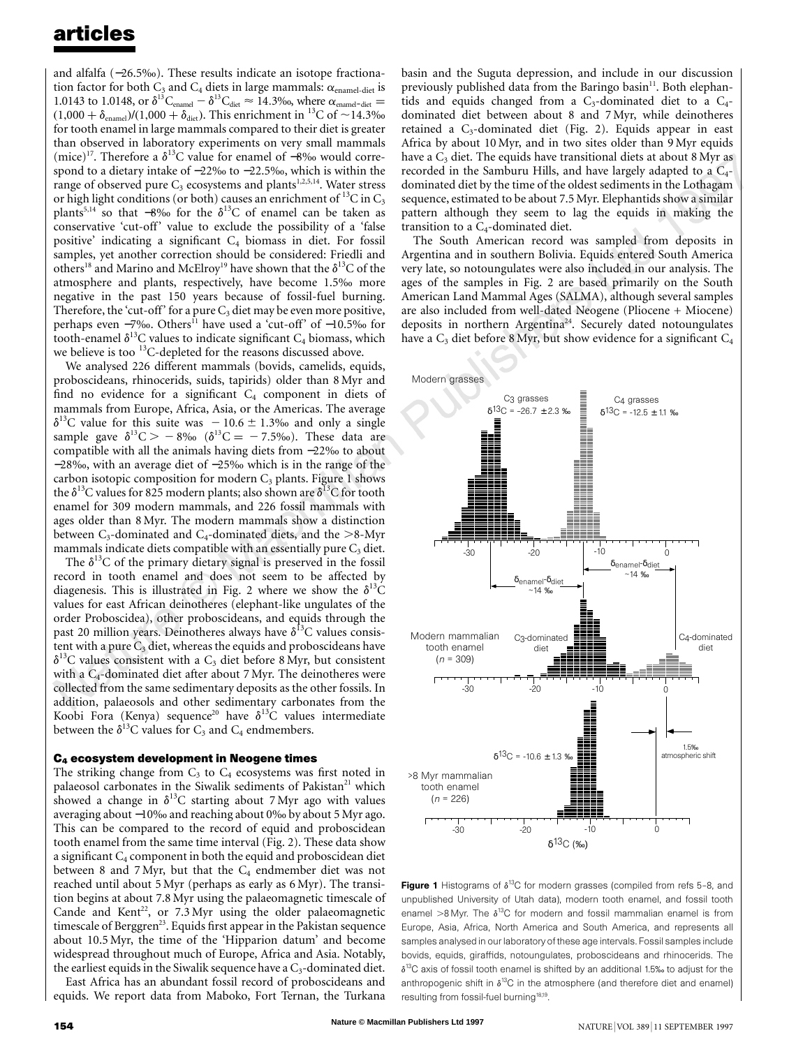and alfalfa (−26.5‰). These results indicate an isotope fractionation factor for both $C_3$ and $C_4$ diets in large mammals: $\alpha_{\text{enamel-diet}}$ is 1.0143 to 1.0148, or $\delta^{13}C_{\text{enamel}} - \delta^{13}C_{\text{diet}} \approx 14.3‰$, where $\alpha_{\text{enamel-diet}} = (1{,}000 + \delta_{\text{enamel}})/(1{,}000 + \delta_{\text{diet}})$. This enrichment in $^{13}C$ of ~14.3‰ for tooth enamel in large mammals compared to their diet is greater than observed in laboratory experiments on very small mammals (mice)[17]. Therefore a $\delta^{13}C$ value for enamel of −8‰ would correspond to a dietary intake of −22‰ to −22.5‰, which is within the range of observed pure $C_3$ ecosystems and plants[1,2,5,14]. Water stress or high light conditions (or both) causes an enrichment of $^{13}C$ in $C_3$ plants[5,14] so that −8‰ for the $\delta^{13}C$ of enamel can be taken as conservative 'cut-off' value to exclude the possibility of a 'false positive' indicating a significant $C_4$ biomass in diet. For fossil samples, yet another correction should be considered: Friedli and others[18] and Marino and McElroy[19] have shown that the $\delta^{13}C$ of the atmosphere and plants, respectively, have become 1.5‰ more negative in the past 150 years because of fossil-fuel burning. Therefore, the 'cut-off' for a pure $C_3$ diet may be even more positive, perhaps even −7‰. Others[11] have used a 'cut-off' of −10.5‰ for tooth-enamel $\delta^{13}C$ values to indicate significant $C_4$ biomass, which we believe is too $^{13}C$-depleted for the reasons discussed above.

We analysed 226 different mammals (bovids, camelids, equids, proboscideans, rhinocerids, suids, tapirids) older than 8 Myr and find no evidence for a significant $C_4$ component in diets of mammals from Europe, Africa, Asia, or the Americas. The average $\delta^{13}C$ value for this suite was $-10.6 \pm 1.3‰$ and only a single sample gave $\delta^{13}C > -8‰$ ($\delta^{13}C = -7.5‰$). These data are compatible with all the animals having diets from −22‰ to about −28‰, with an average diet of −25‰ which is in the range of the carbon isotopic composition for modern $C_3$ plants. Figure 1 shows the $\delta^{13}C$ values for 825 modern plants; also shown are $\delta^{13}C$ for tooth enamel for 309 modern mammals, and 226 fossil mammals with ages older than 8 Myr. The modern mammals show a distinction between $C_3$-dominated and $C_4$-dominated diets, and the >8-Myr mammals indicate diets compatible with an essentially pure $C_3$ diet.

The $\delta^{13}C$ of the primary dietary signal is preserved in the fossil record in tooth enamel and does not seem to be affected by diagenesis. This is illustrated in Fig. 2 where we show the $\delta^{13}C$ values for east African deinotheres (elephant-like ungulates of the order Proboscidea), other proboscideans, and equids through the past 20 million years. Deinotheres always have $\delta^{13}C$ values consistent with a pure $C_3$ diet, whereas the equids and proboscideans have $\delta^{13}C$ values consistent with a $C_3$ diet before 8 Myr, but consistent with a $C_4$-dominated diet after about 7 Myr. The deinotheres were collected from the same sedimentary deposits as the other fossils. In addition, palaeosols and other sedimentary carbonates from the Koobi Fora (Kenya) sequence[20] have $\delta^{13}C$ values intermediate between the $\delta^{13}C$ values for $C_3$ and $C_4$ endmembers.

## $C_4$ ecosystem development in Neogene times

The striking change from $C_3$ to $C_4$ ecosystems was first noted in palaeosol carbonates in the Siwalik sediments of Pakistan[21] which showed a change in $\delta^{13}C$ starting about 7 Myr ago with values averaging about −10‰ and reaching about 0‰ by about 5 Myr ago. This can be compared to the record of equid and proboscidean tooth enamel from the same time interval (Fig. 2). These data show a significant $C_4$ component in both the equid and proboscidean diet between 8 and 7 Myr, but that the $C_4$ endmember diet was not reached until about 5 Myr (perhaps as early as 6 Myr). The transition begins at about 7.8 Myr using the palaeomagnetic timescale of Cande and Kent[22], or 7.3 Myr using the older palaeomagnetic timescale of Berggren[23]. Equids first appear in the Pakistan sequence about 10.5 Myr, the time of the 'Hipparion datum' and become widespread throughout much of Europe, Africa and Asia. Notably, the earliest equids in the Siwalik sequence have a $C_3$-dominated diet.

East Africa has an abundant fossil record of proboscideans and equids. We report data from Maboko, Fort Ternan, the Turkana basin and the Suguta depression, and include in our discussion previously published data from the Baringo basin[11]. Both elephantids and equids changed from a $C_3$-dominated diet to a $C_4$-dominated diet between 8 and 7 Myr, while deinotheres retained a $C_3$-dominated diet (Fig. 2). Equids appear in east Africa by about 10 Myr, and in two sites older than 9 Myr equids have a $C_3$ diet. The equids have transitional diets at about 8 Myr as recorded in the Samburu Hills, and have largely adapted to a $C_4$-dominated diet by the time of the oldest sediments in the Lothagam sequence, estimated to be about 7.5 Myr. Elephantids show a similar pattern although they seem to lag the equids in making the transition to a $C_4$-dominated diet.

The South American record was sampled from deposits in Argentina and in southern Bolivia. Equids entered South America very late, so notoungulates were also included in our analysis. The ages of the samples in Fig. 2 are based primarily on the South American Land Mammal Ages (SALMA), although several samples are also included from well-dated Neogene (Pliocene + Miocene) deposits in northern Argentina[24]. Securely dated notoungulates have a $C_3$ diet before 8 Myr, but show evidence for a significant $C_4$

**Figure 1** Histograms of $\delta^{13}C$ for modern grasses (compiled from refs 5–8, and unpublished University of Utah data), modern tooth enamel, and fossil tooth enamel >8 Myr. The $\delta^{13}C$ for modern and fossil mammalian enamel is from Europe, Asia, Africa, North America and South America, and represents all samples analysed in our laboratory of these age intervals. Fossil samples include bovids, equids, giraffids, notoungulates, proboscideans and rhinocerids. The $\delta^{13}C$ axis of fossil tooth enamel is shifted by an additional 1.5‰ to adjust for the anthropogenic shift in $\delta^{13}C$ in the atmosphere (and therefore diet and enamel) resulting from fossil-fuel burning[18,19].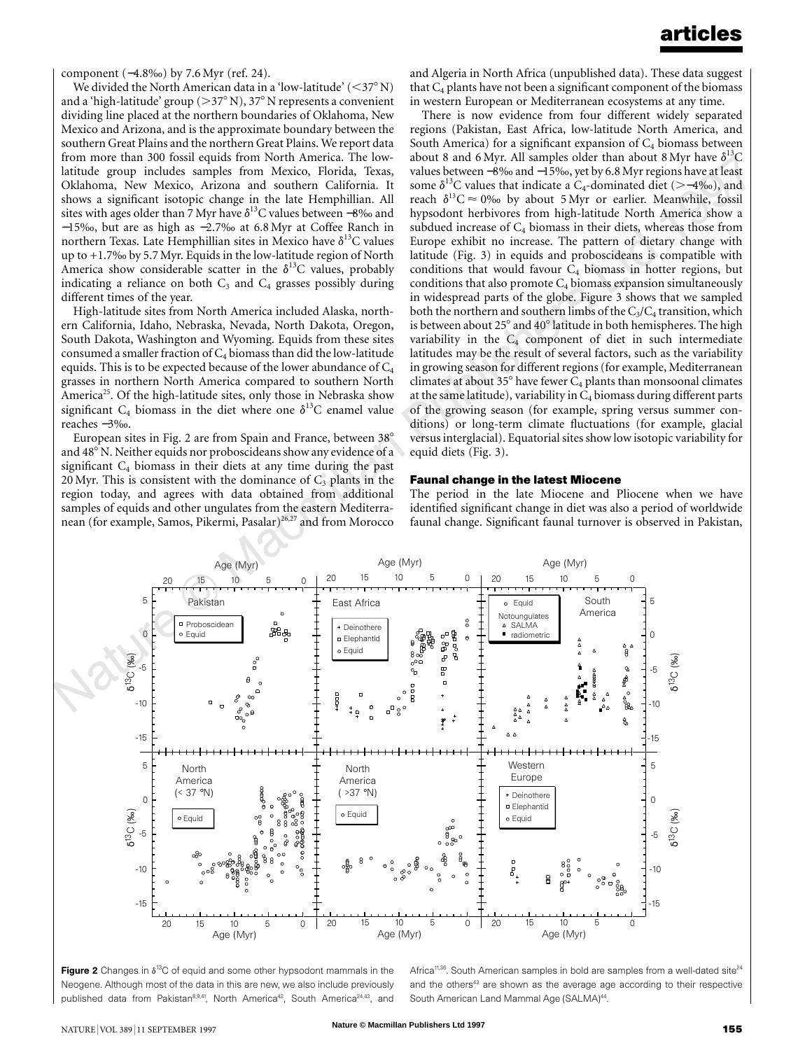component (−4.8‰) by 7.6 Myr (ref. 24).

We divided the North American data in a 'low-latitude' (<37° N) and a 'high-latitude' group (>37° N), 37° N represents a convenient dividing line placed at the northern boundaries of Oklahoma, New Mexico and Arizona, and is the approximate boundary between the southern Great Plains and the northern Great Plains. We report data from more than 300 fossil equids from North America. The low-latitude group includes samples from Mexico, Florida, Texas, Oklahoma, New Mexico, Arizona and southern California. It shows a significant isotopic change in the late Hemphillian. All sites with ages older than 7 Myr have $\delta^{13}C$ values between −8‰ and −15‰, but are as high as −2.7‰ at 6.8 Myr at Coffee Ranch in northern Texas. Late Hemphillian sites in Mexico have $\delta^{13}C$ values up to +1.7‰ by 5.7 Myr. Equids in the low-latitude region of North America show considerable scatter in the $\delta^{13}C$ values, probably indicating a reliance on both $C_3$ and $C_4$ grasses possibly during different times of the year.

High-latitude sites from North America included Alaska, northern California, Idaho, Nebraska, Nevada, North Dakota, Oregon, South Dakota, Washington and Wyoming. Equids from these sites consumed a smaller fraction of $C_4$ biomass than did the low-latitude equids. This is to be expected because of the lower abundance of $C_4$ grasses in northern North America compared to southern North America[25]. Of the high-latitude sites, only those in Nebraska show significant $C_4$ biomass in the diet where one $\delta^{13}C$ enamel value reaches −3‰.

European sites in Fig. 2 are from Spain and France, between 38° and 48° N. Neither equids nor proboscideans show any evidence of a significant $C_4$ biomass in their diets at any time during the past 20 Myr. This is consistent with the dominance of $C_3$ plants in the region today, and agrees with data obtained from additional samples of equids and other ungulates from the eastern Mediterranean (for example, Samos, Pikermi, Pasalar)[26,27] and from Morocco and Algeria in North Africa (unpublished data). These data suggest that $C_4$ plants have not been a significant component of the biomass in western European or Mediterranean ecosystems at any time.

There is now evidence from four different widely separated regions (Pakistan, East Africa, low-latitude North America, and South America) for a significant expansion of $C_4$ biomass between about 8 and 6 Myr. All samples older than about 8 Myr have $\delta^{13}C$ values between −8‰ and −15‰, yet by 6.8 Myr regions have at least some $\delta^{13}C$ values that indicate a $C_4$-dominated diet (>−4‰), and reach $\delta^{13}C \approx 0$‰ by about 5 Myr or earlier. Meanwhile, fossil hypsodont herbivores from high-latitude North America show a subdued increase of $C_4$ biomass in their diets, whereas those from Europe exhibit no increase. The pattern of dietary change with latitude (Fig. 3) in equids and proboscideans is compatible with conditions that would favour $C_4$ biomass in hotter regions, but conditions that also promote $C_4$ biomass expansion simultaneously in widespread parts of the globe. Figure 3 shows that we sampled both the northern and southern limbs of the $C_3$/$C_4$ transition, which is between about 25° and 40° latitude in both hemispheres. The high variability in the $C_4$ component of diet in such intermediate latitudes may be the result of several factors, such as the variability in growing season for different regions (for example, Mediterranean climates at about 35° have fewer $C_4$ plants than monsoonal climates at the same latitude), variability in $C_4$ biomass during different parts of the growing season (for example, spring versus summer conditions) or long-term climate fluctuations (for example, glacial versus interglacial). Equatorial sites show low isotopic variability for equid diets (Fig. 3).

## Faunal change in the latest Miocene

The period in the late Miocene and Pliocene when we have identified significant change in diet was also a period of worldwide faunal change. Significant faunal turnover is observed in Pakistan,

**Figure 2** Changes in $\delta^{13}C$ of equid and some other hypsodont mammals in the Neogene. Although most of the data in this are new, we also include previously published data from Pakistan[8,9,41], North America[42], South America[24,43], and Africa[11,36]. South American samples in bold are samples from a well-dated site[24] and the others[43] are shown as the average age according to their respective South American Land Mammal Age (SALMA)[44].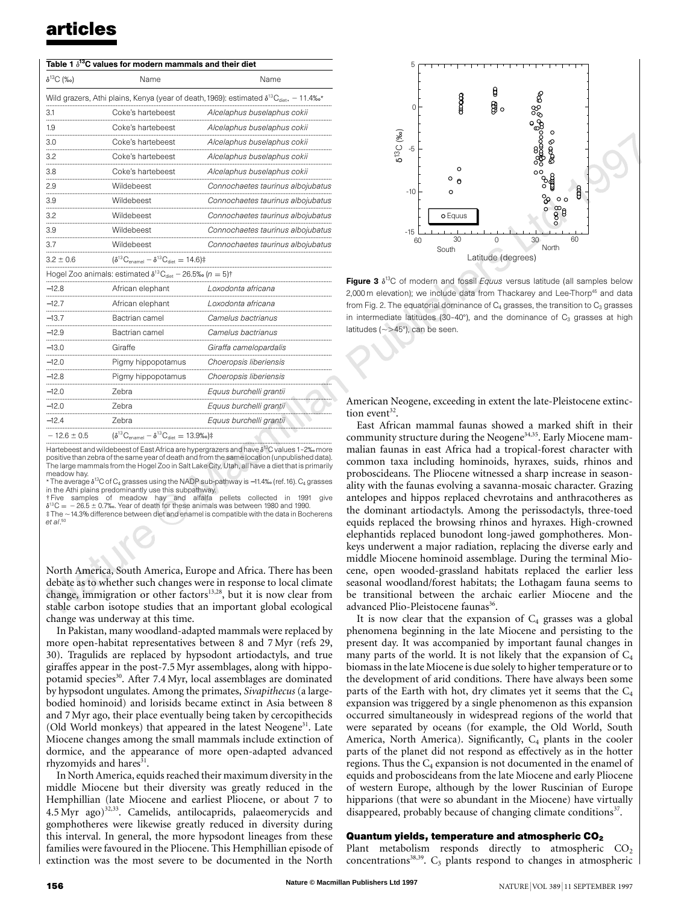**Table 1 $\delta^{13}C$ values for modern mammals and their diet**

| $\delta^{13}C$ (‰) | Name | Name |
|---|---|---|
| Wild grazers, Athi plains, Kenya (year of death, 1969): estimated $\delta^{13}C_{diet}$, − 11.4‰* | | |
| 3.1 | Coke's hartebeest | *Alcelaphus buselaphus cokii* |
| 1.9 | Coke's hartebeest | *Alcelaphus buselaphus cokii* |
| 3.0 | Coke's hartebeest | *Alcelaphus buselaphus cokii* |
| 3.2 | Coke's hartebeest | *Alcelaphus buselaphus cokii* |
| 3.8 | Coke's hartebeest | *Alcelaphus buselaphus cokii* |
| 2.9 | Wildebeest | *Connochaetes taurinus albojubatus* |
| 3.9 | Wildebeest | *Connochaetes taurinus albojubatus* |
| 3.2 | Wildebeest | *Connochaetes taurinus albojubatus* |
| 3.9 | Wildebeest | *Connochaetes taurinus albojubatus* |
| 3.7 | Wildebeest | *Connochaetes taurinus albojubatus* |
| 3.2 ± 0.6 | ($\delta^{13}C_{enamel} - \delta^{13}C_{diet}$ = 14.6)‡ | |
| Hogel Zoo animals: estimated $\delta^{13}C_{diet}$ − 26.5‰ ($n$ = 5)† | | |
| −12.8 | African elephant | *Loxodonta africana* |
| −12.7 | African elephant | *Loxodonta africana* |
| −13.7 | Bactrian camel | *Camelus bactrianus* |
| −12.9 | Bactrian camel | *Camelus bactrianus* |
| −13.0 | Giraffe | *Giraffa camelopardalis* |
| −12.0 | Pigmy hippopotamus | *Choeropsis liberiensis* |
| −12.8 | Pigmy hippopotamus | *Choeropsis liberiensis* |
| −12.0 | Zebra | *Equus burchelli grantii* |
| −12.0 | Zebra | *Equus burchelli grantii* |
| −12.4 | Zebra | *Equus burchelli grantii* |
| − 12.6 ± 0.5 | ($\delta^{13}C_{enamel} - \delta^{13}C_{diet}$ = 13.9‰)‡ | |

Hartebeest and wildebeest of East Africa are hypergrazers and have $\delta^{13}C$ values 1–2‰ more positive than zebra of the same year of death and from the same location (unpublished data). The large mammals from the Hogel Zoo in Salt Lake City, Utah, all have a diet that is primarily meadow hay.

\* The average $\delta^{13}C$ of $C_4$ grasses using the NADP sub-pathway is −11.4‰ (ref. 16). $C_4$ grasses in the Athi plains predominantly use this subpathway.

† Five samples of meadow hay and alfalfa pellets collected in 1991 give $\delta^{13}C$ = − 26.5 ± 0.7‰. Year of death for these animals was between 1980 and 1990.

‡ The ~14.3% difference between diet and enamel is compatible with the data in Bocherens *et al.*[50]

**Figure 3** $\delta^{13}C$ of modern and fossil *Equus* versus latitude (all samples below 2,000 m elevation); we include data from Thackarey and Lee-Thorp[45] and data from Fig. 2. The equatorial dominance of $C_4$ grasses, the transition to $C_3$ grasses in intermediate latitudes (30–40°), and the dominance of $C_3$ grasses at high latitudes (~>45°), can be seen.

North America, South America, Europe and Africa. There has been debate as to whether such changes were in response to local climate change, immigration or other factors[13,28], but it is now clear from stable carbon isotope studies that an important global ecological change was underway at this time.

In Pakistan, many woodland-adapted mammals were replaced by more open-habitat representatives between 8 and 7 Myr (refs 29, 30). Tragulids are replaced by hypsodont artiodactyls, and true giraffes appear in the post-7.5 Myr assemblages, along with hippopotamid species[30]. After 7.4 Myr, local assemblages are dominated by hypsodont ungulates. Among the primates, *Sivapithecus* (a large-bodied hominoid) and lorisids became extinct in Asia between 8 and 7 Myr ago, their place eventually being taken by cercopithecids (Old World monkeys) that appeared in the latest Neogene[31]. Late Miocene changes among the small mammals include extinction of dormice, and the appearance of more open-adapted advanced rhyzomyids and hares[31].

In North America, equids reached their maximum diversity in the middle Miocene but their diversity was greatly reduced in the Hemphillian (late Miocene and earliest Pliocene, or about 7 to 4.5 Myr ago)[32,33]. Camelids, antilocaprids, palaeomerycids and gomphotheres were likewise greatly reduced in diversity during this interval. In general, the more hypsodont lineages from these families were favoured in the Pliocene. This Hemphillian episode of extinction was the most severe to be documented in the North American Neogene, exceeding in extent the late-Pleistocene extinction event[32].

East African mammal faunas showed a marked shift in their community structure during the Neogene[34,35]. Early Miocene mammalian faunas in east Africa had a tropical-forest character with common taxa including hominoids, hyraxes, suids, rhinos and proboscideans. The Pliocene witnessed a sharp increase in seasonality with the faunas evolving a savanna-mosaic character. Grazing antelopes and hippos replaced chevrotains and anthracotheres as the dominant artiodactyls. Among the perissodactyls, three-toed equids replaced the browsing rhinos and hyraxes. High-crowned elephantids replaced bunodont long-jawed gomphotheres. Monkeys underwent a major radiation, replacing the diverse early and middle Miocene hominoid assemblage. During the terminal Miocene, open wooded-grassland habitats replaced the earlier less seasonal woodland/forest habitats; the Lothagam fauna seems to be transitional between the archaic earlier Miocene and the advanced Plio-Pleistocene faunas[36].

It is now clear that the expansion of $C_4$ grasses was a global phenomena beginning in the late Miocene and persisting to the present day. It was accompanied by important faunal changes in many parts of the world. It is not likely that the expansion of $C_4$ biomass in the late Miocene is due solely to higher temperature or to the development of arid conditions. There have always been some parts of the Earth with hot, dry climates yet it seems that the $C_4$ expansion was triggered by a single phenomenon as this expansion occurred simultaneously in widespread regions of the world that were separated by oceans (for example, the Old World, South America, North America). Significantly, $C_4$ plants in the cooler parts of the planet did not respond as effectively as in the hotter regions. Thus the $C_4$ expansion is not documented in the enamel of equids and proboscideans from the late Miocene and early Pliocene of western Europe, although by the lower Ruscinian of Europe hipparions (that were so abundant in the Miocene) have virtually disappeared, probably because of changing climate conditions[37].

## Quantum yields, temperature and atmospheric $CO_2$

Plant metabolism responds directly to atmospheric $CO_2$ concentrations[38,39]. $C_3$ plants respond to changes in atmospheric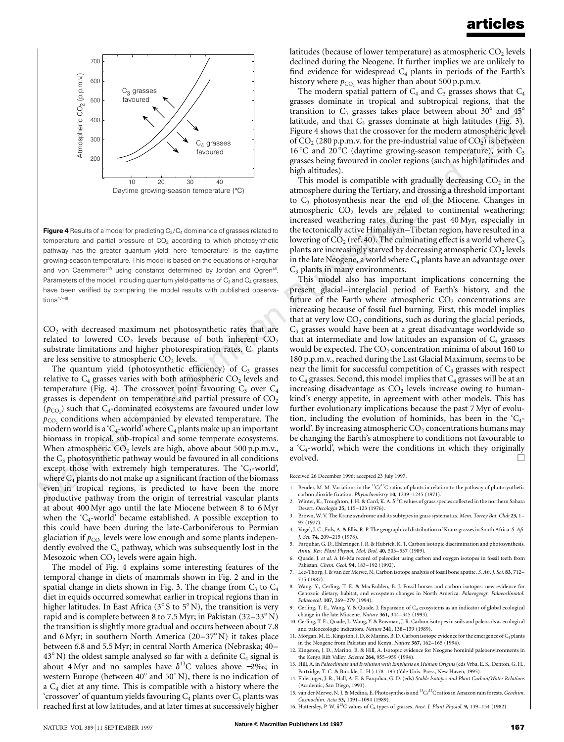**Figure 4** Results of a model for predicting $C_3$/$C_4$ dominance of grasses related to temperature and partial pressure of $CO_2$ according to which photosynthetic pathway has the greater quantum yield; here 'temperature' is the daytime growing-season temperature. This model is based on the equations of Farquhar and von Caemmerer[39] using constants determined by Jordan and Ogren[46]. Parameters of the model, including quantum yield-patterns of $C_3$ and $C_4$ grasses, have been verified by comparing the model results with published observations[47–49].

$CO_2$ with decreased maximum net photosynthetic rates that are related to lowered $CO_2$ levels because of both inherent $CO_2$ substrate limitations and higher photorespiration rates. $C_4$ plants are less sensitive to atmospheric $CO_2$ levels.

The quantum yield (photosynthetic efficiency) of $C_3$ grasses relative to $C_4$ grasses varies with both atmospheric $CO_2$ levels and temperature (Fig. 4). The crossover point favouring $C_3$ over $C_4$ grasses is dependent on temperature and partial pressure of $CO_2$ ($p_{CO_2}$) such that $C_4$-dominated ecosystems are favoured under low $p_{CO_2}$ conditions when accompanied by elevated temperature. The modern world is a '$C_4$-world' where $C_4$ plants make up an important biomass in tropical, sub-tropical and some temperate ecosystems. When atmospheric $CO_2$ levels are high, above about 500 p.p.m.v., the $C_3$ photosynthetic pathway would be favoured in all conditions except those with extremely high temperatures. The '$C_3$-world', where $C_4$ plants do not make up a significant fraction of the biomass even in tropical regions, is predicted to have been the more productive pathway from the origin of terrestrial vascular plants at about 400 Myr ago until the late Miocene between 8 to 6 Myr when the '$C_4$-world' became established. A possible exception to this could have been during the late-Carboniferous to Permian glaciation if $p_{CO_2}$ levels were low enough and some plants independently evolved the $C_4$ pathway, which was subsequently lost in the Mesozoic when $CO_2$ levels were again high.

The model of Fig. 4 explains some interesting features of the temporal change in diets of mammals shown in Fig. 2 and in the spatial change in diets shown in Fig. 3. The change from $C_3$ to $C_4$ diet in equids occurred somewhat earlier in tropical regions than in higher latitudes. In East Africa (3° S to 5° N), the transition is very rapid and is complete between 8 to 7.5 Myr; in Pakistan (32–33° N) the transition is slightly more gradual and occurs between about 7.8 and 6 Myr; in southern North America (20–37° N) it takes place between 6.8 and 5.5 Myr; in central North America (Nebraska; 40–43° N) the oldest sample analysed so far with a definite $C_4$ signal is about 4 Myr and no samples have $\delta^{13}C$ values above −2‰; in western Europe (between 40° and 50° N), there is no indication of a $C_4$ diet at any time. This is compatible with a history where the 'crossover' of quantum yields favouring $C_4$ plants over $C_3$ plants was reached first at low latitudes, and at later times at successively higher latitudes (because of lower temperature) as atmospheric $CO_2$ levels declined during the Neogene. It further implies we are unlikely to find evidence for widespread $C_4$ plants in periods of the Earth's history where $p_{CO_2}$ was higher than about 500 p.p.m.v.

The modern spatial pattern of $C_4$ and $C_3$ grasses shows that $C_4$ grasses dominate in tropical and subtropical regions, that the transition to $C_3$ grasses takes place between about 30° and 45° latitude, and that $C_3$ grasses dominate at high latitudes (Fig. 3). Figure 4 shows that the crossover for the modern atmospheric level of $CO_2$ (280 p.p.m.v. for the pre-industrial value of $CO_2$) is between 16 °C and 20 °C (daytime growing-season temperature), with $C_3$ grasses being favoured in cooler regions (such as high latitudes and high altitudes).

This model is compatible with gradually decreasing $CO_2$ in the atmosphere during the Tertiary, and crossing a threshold important to $C_3$ photosynthesis near the end of the Miocene. Changes in atmospheric $CO_2$ levels are related to continental weathering; increased weathering rates during the past 40 Myr, especially in the tectonically active Himalayan–Tibetan region, have resulted in a lowering of $CO_2$ (ref. 40). The culminating effect is a world where $C_3$ plants are increasingly starved by decreasing atmospheric $CO_2$ levels in the late Neogene, a world where $C_4$ plants have an advantage over $C_3$ plants in many environments.

This model also has important implications concerning the present glacial–interglacial period of Earth's history, and the future of the Earth where atmospheric $CO_2$ concentrations are increasing because of fossil fuel burning. First, this model implies that at very low $CO_2$ conditions, such as during the glacial periods, $C_3$ grasses would have been at a great disadvantage worldwide so that at intermediate and low latitudes an expansion of $C_4$ grasses would be expected. The $CO_2$ concentration minima of about 160 to 180 p.p.m.v., reached during the Last Glacial Maximum, seems to be near the limit for successful competition of $C_3$ grasses with respect to $C_4$ grasses. Second, this model implies that $C_4$ grasses will be at an increasing disadvantage as $CO_2$ levels increase owing to humankind's energy appetite, in agreement with other models. This has further evolutionary implications because the past 7 Myr of evolution, including the evolution of hominids, has been in the '$C_4$-world'. By increasing atmospheric $CO_2$ concentrations humans may be changing the Earth's atmosphere to conditions not favourable to a '$C_4$-world', which were the conditions in which they originally evolved. □

Received 26 December 1996; accepted 23 July 1997.

1. Bender, M. M. Variations in the $^{13}C/^{12}C$ ratios of plants in relation to the pathway of photosynthetic carbon dioxide fixation. *Phytochemistry* **10**, 1239–1245 (1971).
2. Winter, K., Troughton, J. H. & Card, K. A. $\delta^{13}C$ values of grass species collected in the northern Sahara Desert. *Oecologia* **25**, 115–123 (1976).
3. Brown, W. V. The Kranz syndrome and its subtypes in grass systematics. *Mem. Torrey Bot. Club* **23**, 1–97 (1977).
4. Vogel, J. C., Fuls, A. & Ellis, R. P. The geographical distribution of Kranz grasses in South Africa. *S. Afr. J. Sci.* **74**, 209–215 (1978).
5. Farquhar, G. D., Ehleringer, J. R. & Hubrick, K. T. Carbon isotopic discrimination and photosynthesis. *Annu. Rev. Plant Physiol. Mol. Biol.* **40**, 503–537 (1989).
6. Quade, J. *et al.* A 16-Ma record of paleodiet using carbon and oxygen isotopes in fossil teeth from Pakistan. *Chem. Geol.* **94**, 183–192 (1992).
7. Lee-Thorp, J. & van der Merwe, N. Carbon isotope analysis of fossil bone apatite. *S. Afr. J. Sci.* **83**, 712–715 (1987).
8. Wang, Y., Cerling, T. E. & MacFadden, B. J. Fossil horses and carbon isotopes: new evidence for Cenozoic dietary, habitat, and ecosystem changes in North America. *Palaeogeogr. Palaeoclimatol. Palaeoecol.* **107**, 269–279 (1994).
9. Cerling, T. E., Wang, Y. & Quade, J. Expansion of $C_4$ ecosystems as an indicator of global ecological change in the late Miocene. *Nature* **361**, 344–345 (1993).
10. Cerling, T. E., Quade, J., Wang, Y. & Bowman, J. R. Carbon isotopes in soils and paleosols as ecological and paleoecologic indicators. *Nature* **341**, 138–139 (1989).
11. Morgan, M. E., Kingston, J. D. & Marino, B. D. Carbon isotope evidence for the emergence of $C_4$ plants in the Neogene from Pakistan and Kenya. *Nature* **367**, 162–165 (1994).
12. Kingston, J. D., Marino, B. & Hill, A. Isotopic evidence for Neogene hominid paleoenvironments in the Kenya Rift Valley. *Science* **264**, 955–959 (1994).
13. Hill, A. in *Paleoclimate and Evolution with Emphasis on Human Origins* (eds Vrba, E. S., Denton, G. H., Partridge, T. C. & Burckle, L. H.) 178–193 (Yale Univ. Press, New Haven, 1995).
14. Ehleringer, J. R., Hall, A. E. & Farquhar, G. D. (eds) *Stable Isotopes and Plant Carbon/Water Relations* (Academic, San Diego, 1993).
15. van der Merwe, N. J. & Medina, E. Photosynthesis and $^{13}C/^{12}C$ ratios in Amazon rain forests. *Geochim. Cosmochim. Acta* **53**, 1091–1094 (1989).
16. Hattersley, P. W. $\delta^{13}C$ values of $C_4$ types of grasses. *Aust. J. Plant Physiol.* **9**, 139–154 (1982).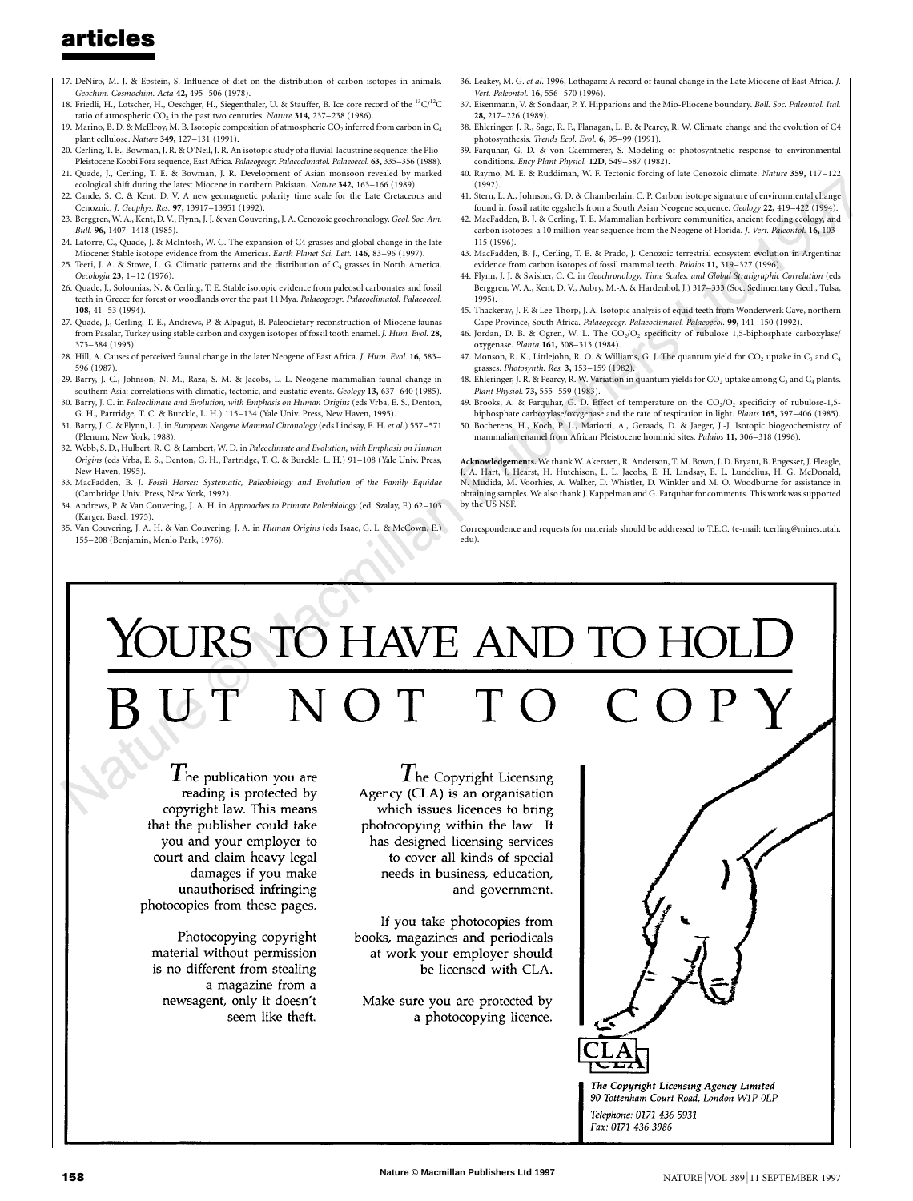17. DeNiro, M. J. & Epstein, S. Influence of diet on the distribution of carbon isotopes in animals. *Geochim. Cosmochim. Acta* **42,** 495–506 (1978).
18. Friedli, H., Lotscher, H., Oeschger, H., Siegenthaler, U. & Stauffer, B. Ice core record of the $^{13}C/^{12}C$ ratio of atmospheric $CO_2$ in the past two centuries. *Nature* **314,** 237–238 (1986).
19. Marino, B. D. & McElroy, M. B. Isotopic composition of atmospheric $CO_2$ inferred from carbon in $C_4$ plant cellulose. *Nature* **349,** 127–131 (1991).
20. Cerling, T. E., Bowman, J. R. & O'Neil, J. R. An isotopic study of a fluvial-lacustrine sequence: the Plio-Pleistocene Koobi Fora sequence, East Africa. *Palaeogeogr. Palaeoclimatol. Palaeoecol.* **63,** 335–356 (1988).
21. Quade, J., Cerling, T. E. & Bowman, J. R. Development of Asian monsoon revealed by marked ecological shift during the latest Miocene in northern Pakistan. *Nature* **342,** 163–166 (1989).
22. Cande, S. C. & Kent, D. V. A new geomagnetic polarity time scale for the Late Cretaceous and Cenozoic. *J. Geophys. Res.* **97,** 13917–13951 (1992).
23. Berggren, W. A., Kent, D. V., Flynn, J. J. & van Couvering, J. A. Cenozoic geochronology. *Geol. Soc. Am. Bull.* **96,** 1407–1418 (1985).
24. Latorre, C., Quade, J. & McIntosh, W. C. The expansion of C4 grasses and global change in the late Miocene: Stable isotope evidence from the Americas. *Earth Planet Sci. Lett.* **146,** 83–96 (1997).
25. Teeri, J. A. & Stowe, L. G. Climatic patterns and the distribution of $C_4$ grasses in North America. *Oecologia* **23,** 1–12 (1976).
26. Quade, J., Solounias, N. & Cerling, T. E. Stable isotopic evidence from paleosol carbonates and fossil teeth in Greece for forest or woodlands over the past 11 Mya. *Palaeogeogr. Palaeoclimatol. Palaeoecol.* **108,** 41–53 (1994).
27. Quade, J., Cerling, T. E., Andrews, P. & Alpagut, B. Paleodietary reconstruction of Miocene faunas from Pasalar, Turkey using stable carbon and oxygen isotopes of fossil tooth enamel. *J. Hum. Evol.* **28,** 373–384 (1995).
28. Hill, A. Causes of perceived faunal change in the later Neogene of East Africa. *J. Hum. Evol.* **16,** 583–596 (1987).
29. Barry, J. C., Johnson, N. M., Raza, S. M. & Jacobs, L. L. Neogene mammalian faunal change in southern Asia: correlations with climatic, tectonic, and eustatic events. *Geology* **13,** 637–640 (1985).
30. Barry, J. C. in *Paleoclimate and Evolution, with Emphasis on Human Origins* (eds Vrba, E. S., Denton, G. H., Partridge, T. C. & Burckle, L. H.) 115–134 (Yale Univ. Press, New Haven, 1995).
31. Barry, J. C. & Flynn, L. J. in *European Neogene Mammal Chronology* (eds Lindsay, E. H. *et al.*) 557–571 (Plenum, New York, 1988).
32. Webb, S. D., Hulbert, R. C. & Lambert, W. D. in *Paleoclimate and Evolution, with Emphasis on Human Origins* (eds Vrba, E. S., Denton, G. H., Partridge, T. C. & Burckle, L. H.) 91–108 (Yale Univ. Press, New Haven, 1995).
33. MacFadden, B. J. *Fossil Horses: Systematic, Paleobiology and Evolution of the Family Equidae* (Cambridge Univ. Press, New York, 1992).
34. Andrews, P. & Van Couvering, J. A. H. in *Approaches to Primate Paleobiology* (ed. Szalay, F.) 62–103 (Karger, Basel, 1975).
35. Van Couvering, J. A. H. & Van Couvering, J. A. in *Human Origins* (eds Isaac, G. L. & McCown, E.) 155–208 (Benjamin, Menlo Park, 1976).
36. Leakey, M. G. *et al.* 1996, Lothagam: A record of faunal change in the Late Miocene of East Africa. *J. Vert. Paleontol.* **16,** 556–570 (1996).
37. Eisenmann, V. & Sondaar, P. Y. Hipparions and the Mio-Pliocene boundary. *Boll. Soc. Paleontol. Ital.* **28,** 217–226 (1989).
38. Ehleringer, J. R., Sage, R. F., Flanagan, L. B. & Pearcy, R. W. Climate change and the evolution of C4 photosynthesis. *Trends Ecol. Evol.* **6,** 95–99 (1991).
39. Farquhar, G. D. & von Caemmerer, S. Modeling of photosynthetic response to environmental conditions. *Ency Plant Physiol.* **12D,** 549–587 (1982).
40. Raymo, M. E. & Ruddiman, W. F. Tectonic forcing of late Cenozoic climate. *Nature* **359,** 117–122 (1992).
41. Stern, L. A., Johnson, G. D. & Chamberlain, C. P. Carbon isotope signature of environmental change found in fossil ratite eggshells from a South Asian Neogene sequence. *Geology* **22,** 419–422 (1994).
42. MacFadden, B. J. & Cerling, T. E. Mammalian herbivore communities, ancient feeding ecology, and carbon isotopes: a 10 million-year sequence from the Neogene of Florida. *J. Vert. Paleontol.* **16,** 103–115 (1996).
43. MacFadden, B. J., Cerling, T. E. & Prado, J. Cenozoic terrestrial ecosystem evolution in Argentina: evidence from carbon isotopes of fossil mammal teeth. *Palaios* **11,** 319–327 (1996).
44. Flynn, J. J. & Swisher, C. C. in *Geochronology, Time Scales, and Global Stratigraphic Correlation* (eds Berggren, W. A., Kent, D. V., Aubry, M.-A. & Hardenbol, J.) 317–333 (Soc. Sedimentary Geol., Tulsa, 1995).
45. Thackeray, J. F. & Lee-Thorp, J. A. Isotopic analysis of equid teeth from Wonderwerk Cave, northern Cape Province, South Africa. *Palaeogeogr. Palaeoclimatol. Palaeoecol.* **99,** 141–150 (1992).
46. Jordan, D. B. & Ogren, W. L. The $CO_2/O_2$ specificity of rubulose 1,5-biphosphate carboxylase/oxygenase. *Planta* **161,** 308–313 (1984).
47. Monson, R. K., Littlejohn, R. O. & Williams, G. J. The quantum yield for $CO_2$ uptake in $C_3$ and $C_4$ grasses. *Photosynth. Res.* **3,** 153–159 (1982).
48. Ehleringer, J. R. & Pearcy, R. W. Variation in quantum yields for $CO_2$ uptake among $C_3$ and $C_4$ plants. *Plant Physiol.* **73,** 555–559 (1983).
49. Brooks, A. & Farquhar, G. D. Effect of temperature on the $CO_2/O_2$ specificity of rubulose-1,5-biphosphate carboxylase/oxygenase and the rate of respiration in light. *Plants* **165,** 397–406 (1985).
50. Bocherens, H., Koch, P. L., Mariotti, A., Geraads, D. & Jaeger, J.-J. Isotopic biogeochemistry of mammalian enamel from African Pleistocene hominid sites. *Palaios* **11,** 306–318 (1996).

**Acknowledgements.** We thank W. Akersten, R. Anderson, T. M. Bown, J. D. Bryant, B. Engesser, J. Fleagle, J. A. Hart, J. Hearst, H. Hutchison, L. L. Jacobs, E. H. Lindsay, E. L. Lundelius, H. G. McDonald, N. Mudida, M. Voorhies, A. Walker, D. Whistler, D. Winkler and M. O. Woodburne for assistance in obtaining samples. We also thank J. Kappelman and G. Farquhar for comments. This work was supported by the US NSF.

Correspondence and requests for materials should be addressed to T.E.C. (e-mail: tcerling@mines.utah.edu).